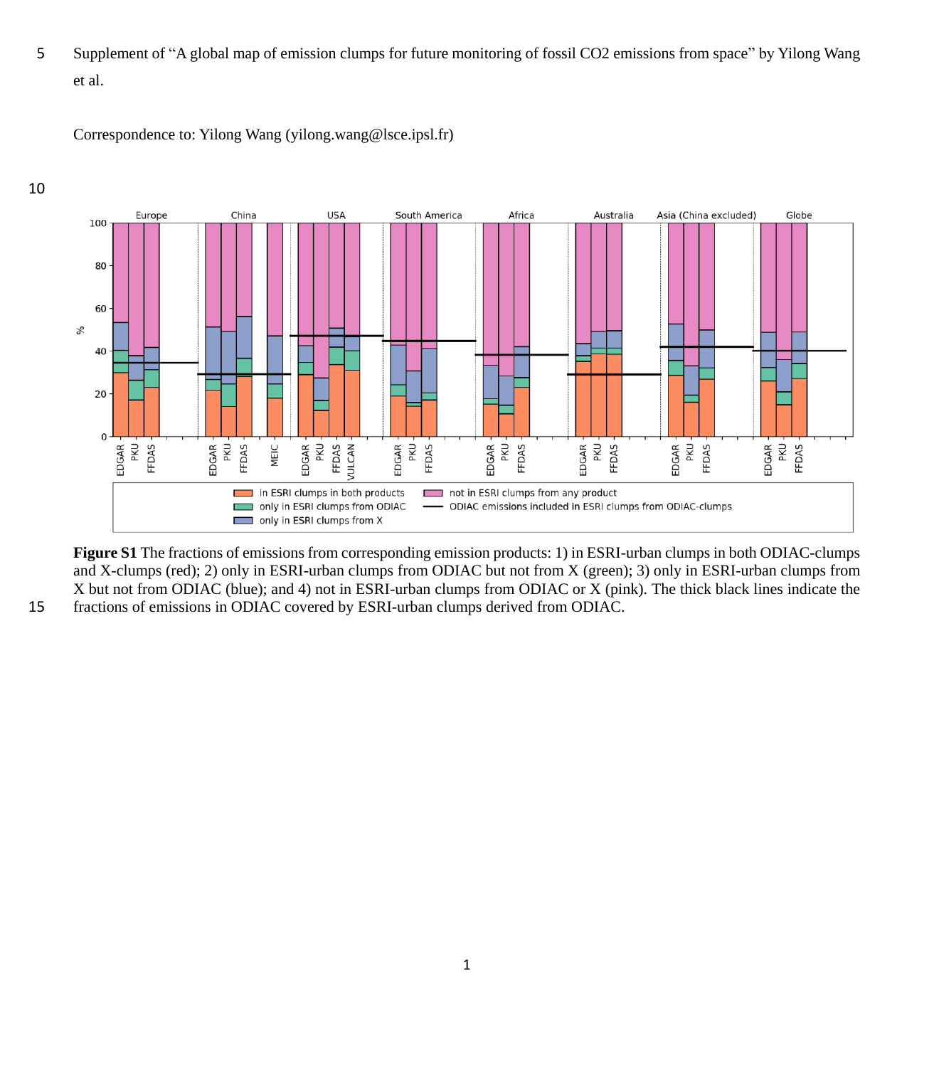Supplement of "A global map of emission clumps for future monitoring of fossil CO2 emissions from space" by Yilong Wang et al.

Correspondence to: Yilong Wang (yilong.wang@lsce.ipsl.fr)

**Figure S1** The fractions of emissions from corresponding emission products: 1) in ESRI-urban clumps in both ODIAC-clumps and X-clumps (red); 2) only in ESRI-urban clumps from ODIAC but not from X (green); 3) only in ESRI-urban clumps from X but not from ODIAC (blue); and 4) not in ESRI-urban clumps from ODIAC or X (pink). The thick black lines indicate the fractions of emissions in ODIAC covered by ESRI-urban clumps derived from ODIAC.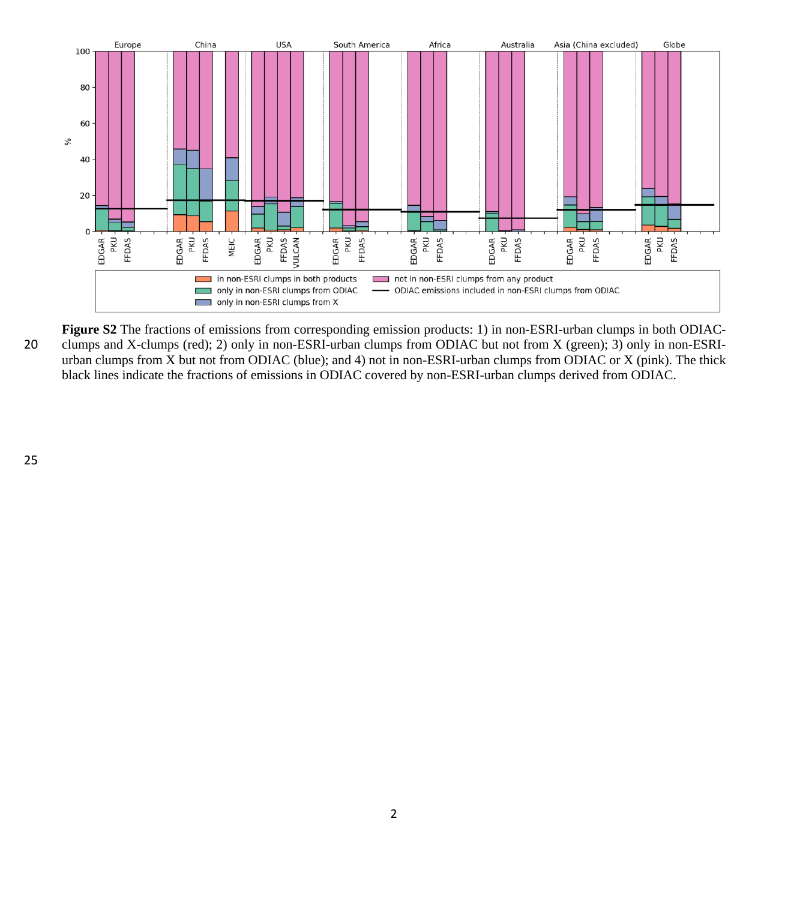**Figure S2** The fractions of emissions from corresponding emission products: 1) in non-ESRI-urban clumps in both ODIAC-clumps and X-clumps (red); 2) only in non-ESRI-urban clumps from ODIAC but not from X (green); 3) only in non-ESRI-urban clumps from X but not from ODIAC (blue); and 4) not in non-ESRI-urban clumps from ODIAC or X (pink). The thick black lines indicate the fractions of emissions in ODIAC covered by non-ESRI-urban clumps derived from ODIAC.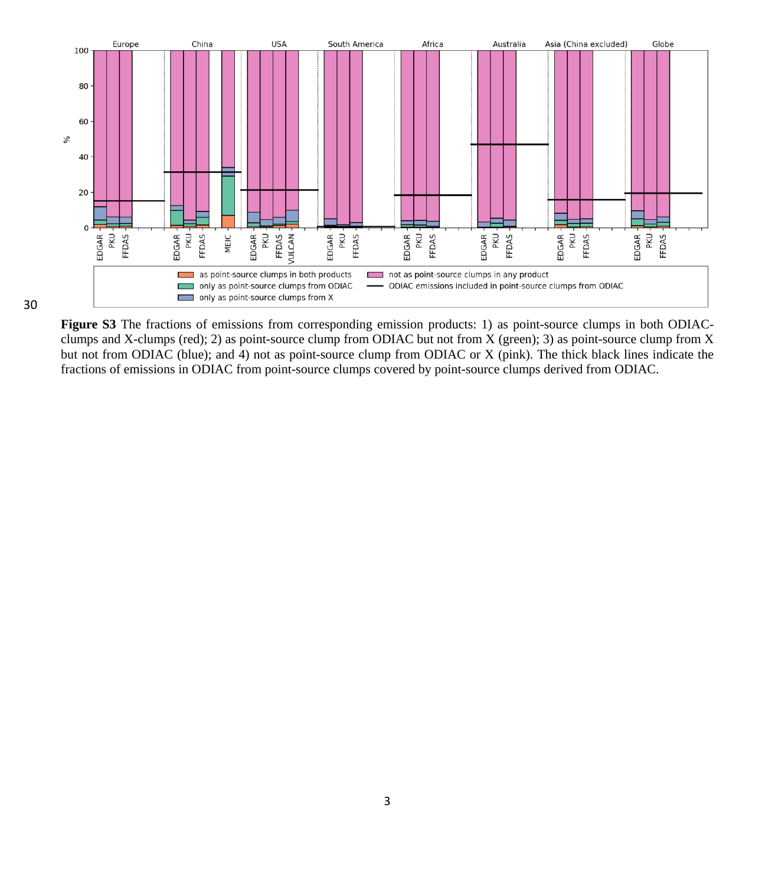Europe China USA South America Africa Australia Asia (China excluded) Globe

100
80
60
40
20
0

%

EDGAR PKU FFDAS EDGAR PKU FFDAS MEIC EDGAR PKU FFDAS VULCAN EDGAR PKU FFDAS EDGAR PKU FFDAS EDGAR PKU FFDAS EDGAR PKU FFDAS EDGAR PKU FFDAS

as point-source clumps in both products
only as point-source clumps from ODIAC
only as point-source clumps from X
not as point-source clumps in any product
ODIAC emissions included in point-source clumps from ODIAC

**Figure S3** The fractions of emissions from corresponding emission products: 1) as point-source clumps in both ODIAC-clumps and X-clumps (red); 2) as point-source clump from ODIAC but not from X (green); 3) as point-source clump from X but not from ODIAC (blue); and 4) not as point-source clump from ODIAC or X (pink). The thick black lines indicate the fractions of emissions in ODIAC from point-source clumps covered by point-source clumps derived from ODIAC.